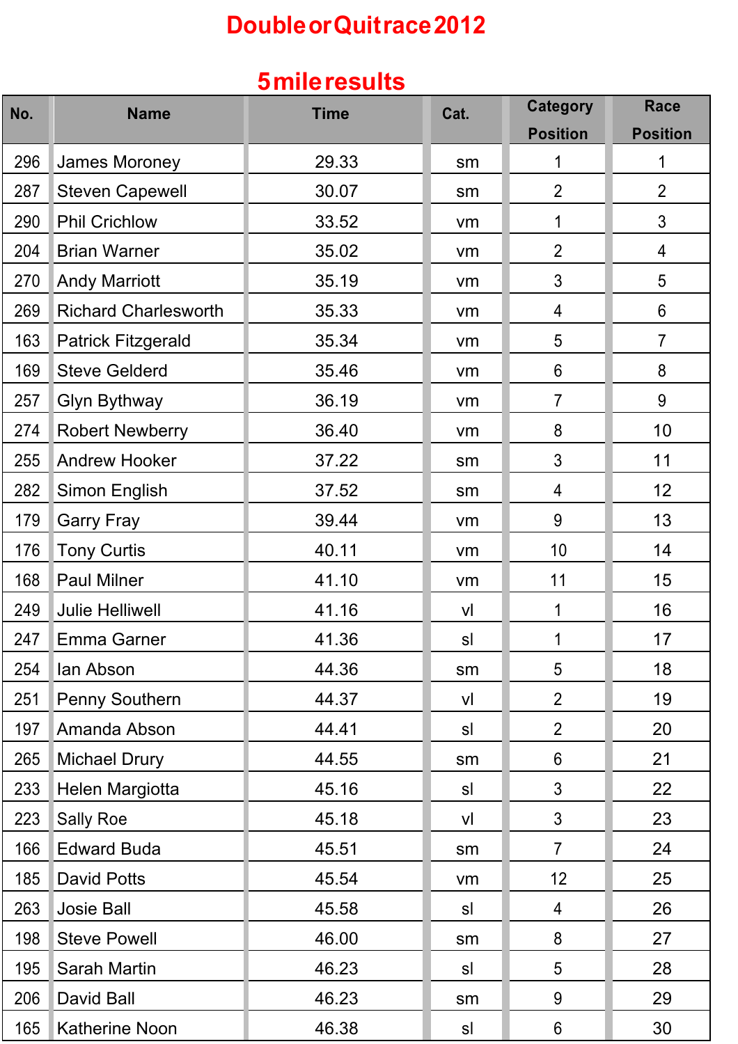# Double or Quit race 2012

## 5 mile results

| No. | Name | Time | Cat. | Category Position | Race Position |
|---|---|---|---|---|---|
| 296 | James Moroney | 29.33 | sm | 1 | 1 |
| 287 | Steven Capewell | 30.07 | sm | 2 | 2 |
| 290 | Phil Crichlow | 33.52 | vm | 1 | 3 |
| 204 | Brian Warner | 35.02 | vm | 2 | 4 |
| 270 | Andy Marriott | 35.19 | vm | 3 | 5 |
| 269 | Richard Charlesworth | 35.33 | vm | 4 | 6 |
| 163 | Patrick Fitzgerald | 35.34 | vm | 5 | 7 |
| 169 | Steve Gelderd | 35.46 | vm | 6 | 8 |
| 257 | Glyn Bythway | 36.19 | vm | 7 | 9 |
| 274 | Robert Newberry | 36.40 | vm | 8 | 10 |
| 255 | Andrew Hooker | 37.22 | sm | 3 | 11 |
| 282 | Simon English | 37.52 | sm | 4 | 12 |
| 179 | Garry Fray | 39.44 | vm | 9 | 13 |
| 176 | Tony Curtis | 40.11 | vm | 10 | 14 |
| 168 | Paul Milner | 41.10 | vm | 11 | 15 |
| 249 | Julie Helliwell | 41.16 | vl | 1 | 16 |
| 247 | Emma Garner | 41.36 | sl | 1 | 17 |
| 254 | Ian Abson | 44.36 | sm | 5 | 18 |
| 251 | Penny Southern | 44.37 | vl | 2 | 19 |
| 197 | Amanda Abson | 44.41 | sl | 2 | 20 |
| 265 | Michael Drury | 44.55 | sm | 6 | 21 |
| 233 | Helen Margiotta | 45.16 | sl | 3 | 22 |
| 223 | Sally Roe | 45.18 | vl | 3 | 23 |
| 166 | Edward Buda | 45.51 | sm | 7 | 24 |
| 185 | David Potts | 45.54 | vm | 12 | 25 |
| 263 | Josie Ball | 45.58 | sl | 4 | 26 |
| 198 | Steve Powell | 46.00 | sm | 8 | 27 |
| 195 | Sarah Martin | 46.23 | sl | 5 | 28 |
| 206 | David Ball | 46.23 | sm | 9 | 29 |
| 165 | Katherine Noon | 46.38 | sl | 6 | 30 |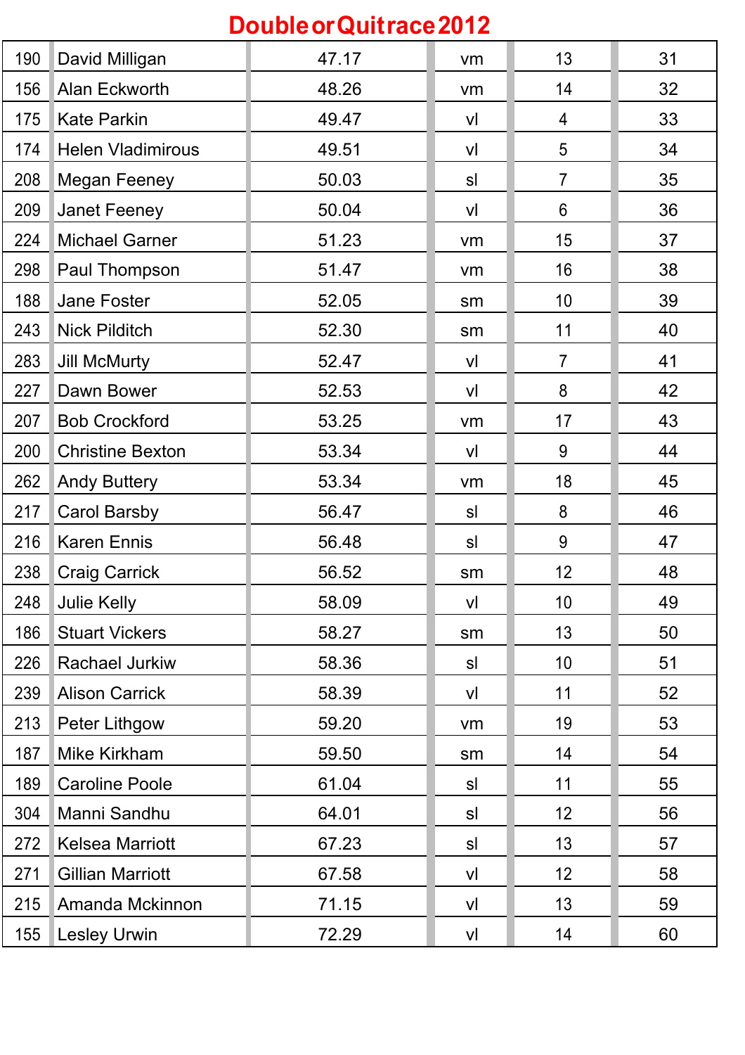# Double or Quit race 2012

| | | | | | |
|---|---|---|---|---|---|
| 190 | David Milligan | 47.17 | vm | 13 | 31 |
| 156 | Alan Eckworth | 48.26 | vm | 14 | 32 |
| 175 | Kate Parkin | 49.47 | vl | 4 | 33 |
| 174 | Helen Vladimirous | 49.51 | vl | 5 | 34 |
| 208 | Megan Feeney | 50.03 | sl | 7 | 35 |
| 209 | Janet Feeney | 50.04 | vl | 6 | 36 |
| 224 | Michael Garner | 51.23 | vm | 15 | 37 |
| 298 | Paul Thompson | 51.47 | vm | 16 | 38 |
| 188 | Jane Foster | 52.05 | sm | 10 | 39 |
| 243 | Nick Pilditch | 52.30 | sm | 11 | 40 |
| 283 | Jill McMurty | 52.47 | vl | 7 | 41 |
| 227 | Dawn Bower | 52.53 | vl | 8 | 42 |
| 207 | Bob Crockford | 53.25 | vm | 17 | 43 |
| 200 | Christine Bexton | 53.34 | vl | 9 | 44 |
| 262 | Andy Buttery | 53.34 | vm | 18 | 45 |
| 217 | Carol Barsby | 56.47 | sl | 8 | 46 |
| 216 | Karen Ennis | 56.48 | sl | 9 | 47 |
| 238 | Craig Carrick | 56.52 | sm | 12 | 48 |
| 248 | Julie Kelly | 58.09 | vl | 10 | 49 |
| 186 | Stuart Vickers | 58.27 | sm | 13 | 50 |
| 226 | Rachael Jurkiw | 58.36 | sl | 10 | 51 |
| 239 | Alison Carrick | 58.39 | vl | 11 | 52 |
| 213 | Peter Lithgow | 59.20 | vm | 19 | 53 |
| 187 | Mike Kirkham | 59.50 | sm | 14 | 54 |
| 189 | Caroline Poole | 61.04 | sl | 11 | 55 |
| 304 | Manni Sandhu | 64.01 | sl | 12 | 56 |
| 272 | Kelsea Marriott | 67.23 | sl | 13 | 57 |
| 271 | Gillian Marriott | 67.58 | vl | 12 | 58 |
| 215 | Amanda Mckinnon | 71.15 | vl | 13 | 59 |
| 155 | Lesley Urwin | 72.29 | vl | 14 | 60 |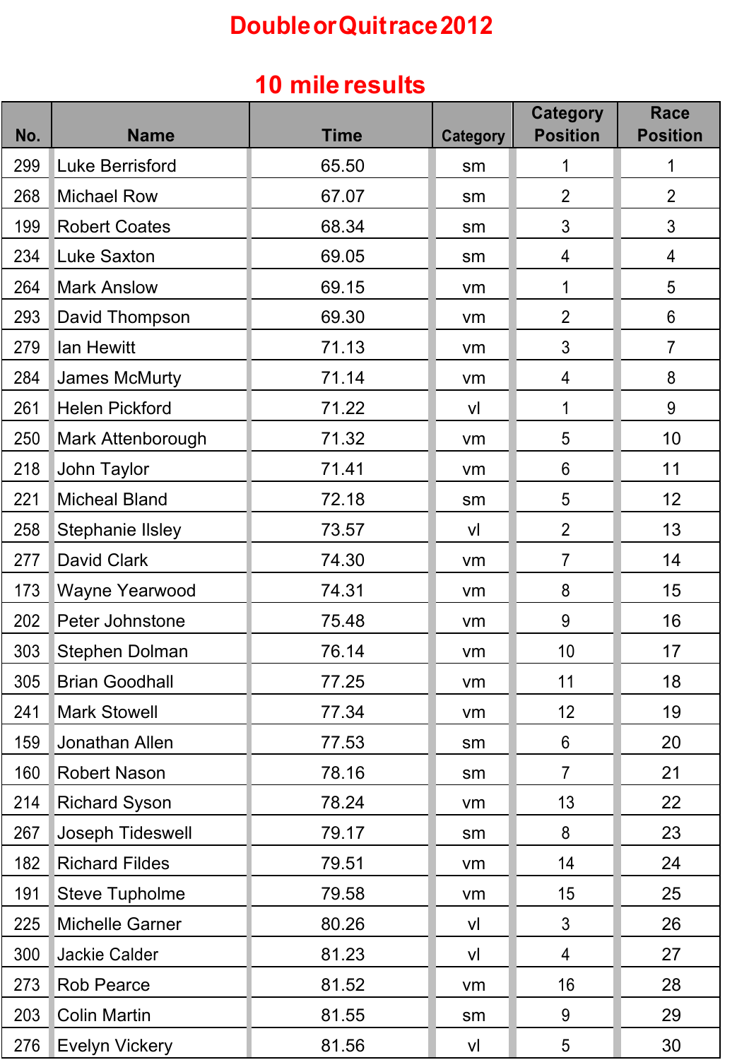# Double or Quit race 2012

## 10 mile results

| No. | Name | Time | Category | Category Position | Race Position |
|---|---|---|---|---|---|
| 299 | Luke Berrisford | 65.50 | sm | 1 | 1 |
| 268 | Michael Row | 67.07 | sm | 2 | 2 |
| 199 | Robert Coates | 68.34 | sm | 3 | 3 |
| 234 | Luke Saxton | 69.05 | sm | 4 | 4 |
| 264 | Mark Anslow | 69.15 | vm | 1 | 5 |
| 293 | David Thompson | 69.30 | vm | 2 | 6 |
| 279 | Ian Hewitt | 71.13 | vm | 3 | 7 |
| 284 | James McMurty | 71.14 | vm | 4 | 8 |
| 261 | Helen Pickford | 71.22 | vl | 1 | 9 |
| 250 | Mark Attenborough | 71.32 | vm | 5 | 10 |
| 218 | John Taylor | 71.41 | vm | 6 | 11 |
| 221 | Micheal Bland | 72.18 | sm | 5 | 12 |
| 258 | Stephanie Ilsley | 73.57 | vl | 2 | 13 |
| 277 | David Clark | 74.30 | vm | 7 | 14 |
| 173 | Wayne Yearwood | 74.31 | vm | 8 | 15 |
| 202 | Peter Johnstone | 75.48 | vm | 9 | 16 |
| 303 | Stephen Dolman | 76.14 | vm | 10 | 17 |
| 305 | Brian Goodhall | 77.25 | vm | 11 | 18 |
| 241 | Mark Stowell | 77.34 | vm | 12 | 19 |
| 159 | Jonathan Allen | 77.53 | sm | 6 | 20 |
| 160 | Robert Nason | 78.16 | sm | 7 | 21 |
| 214 | Richard Syson | 78.24 | vm | 13 | 22 |
| 267 | Joseph Tideswell | 79.17 | sm | 8 | 23 |
| 182 | Richard Fildes | 79.51 | vm | 14 | 24 |
| 191 | Steve Tupholme | 79.58 | vm | 15 | 25 |
| 225 | Michelle Garner | 80.26 | vl | 3 | 26 |
| 300 | Jackie Calder | 81.23 | vl | 4 | 27 |
| 273 | Rob Pearce | 81.52 | vm | 16 | 28 |
| 203 | Colin Martin | 81.55 | sm | 9 | 29 |
| 276 | Evelyn Vickery | 81.56 | vl | 5 | 30 |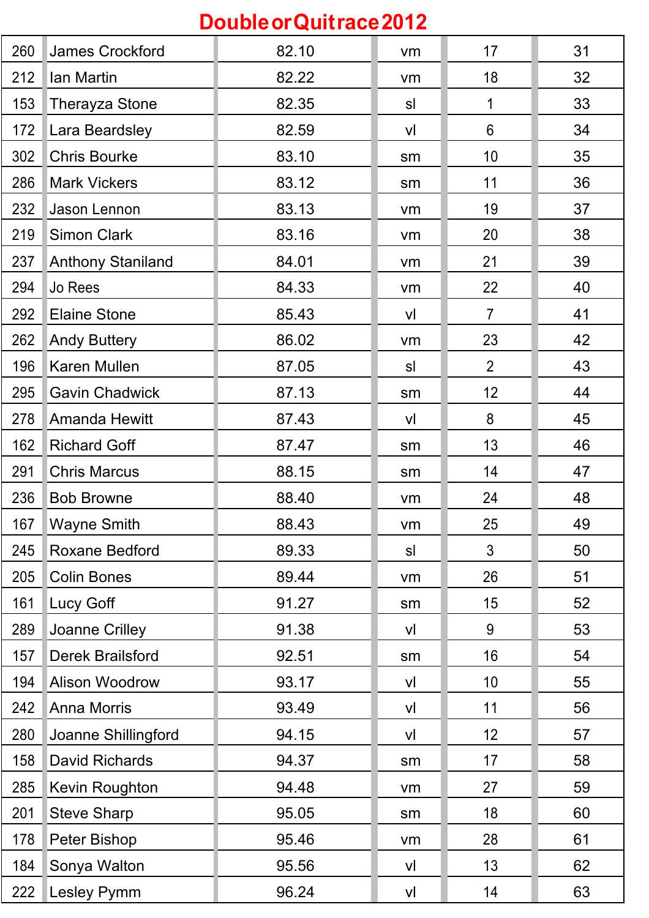# Double or Quit race 2012

| | | | | | |
|---|---|---|---|---|---|
| 260 | James Crockford | 82.10 | vm | 17 | 31 |
| 212 | Ian Martin | 82.22 | vm | 18 | 32 |
| 153 | Therayza Stone | 82.35 | sl | 1 | 33 |
| 172 | Lara Beardsley | 82.59 | vl | 6 | 34 |
| 302 | Chris Bourke | 83.10 | sm | 10 | 35 |
| 286 | Mark Vickers | 83.12 | sm | 11 | 36 |
| 232 | Jason Lennon | 83.13 | vm | 19 | 37 |
| 219 | Simon Clark | 83.16 | vm | 20 | 38 |
| 237 | Anthony Staniland | 84.01 | vm | 21 | 39 |
| 294 | Jo Rees | 84.33 | vm | 22 | 40 |
| 292 | Elaine Stone | 85.43 | vl | 7 | 41 |
| 262 | Andy Buttery | 86.02 | vm | 23 | 42 |
| 196 | Karen Mullen | 87.05 | sl | 2 | 43 |
| 295 | Gavin Chadwick | 87.13 | sm | 12 | 44 |
| 278 | Amanda Hewitt | 87.43 | vl | 8 | 45 |
| 162 | Richard Goff | 87.47 | sm | 13 | 46 |
| 291 | Chris Marcus | 88.15 | sm | 14 | 47 |
| 236 | Bob Browne | 88.40 | vm | 24 | 48 |
| 167 | Wayne Smith | 88.43 | vm | 25 | 49 |
| 245 | Roxane Bedford | 89.33 | sl | 3 | 50 |
| 205 | Colin Bones | 89.44 | vm | 26 | 51 |
| 161 | Lucy Goff | 91.27 | sm | 15 | 52 |
| 289 | Joanne Crilley | 91.38 | vl | 9 | 53 |
| 157 | Derek Brailsford | 92.51 | sm | 16 | 54 |
| 194 | Alison Woodrow | 93.17 | vl | 10 | 55 |
| 242 | Anna Morris | 93.49 | vl | 11 | 56 |
| 280 | Joanne Shillingford | 94.15 | vl | 12 | 57 |
| 158 | David Richards | 94.37 | sm | 17 | 58 |
| 285 | Kevin Roughton | 94.48 | vm | 27 | 59 |
| 201 | Steve Sharp | 95.05 | sm | 18 | 60 |
| 178 | Peter Bishop | 95.46 | vm | 28 | 61 |
| 184 | Sonya Walton | 95.56 | vl | 13 | 62 |
| 222 | Lesley Pymm | 96.24 | vl | 14 | 63 |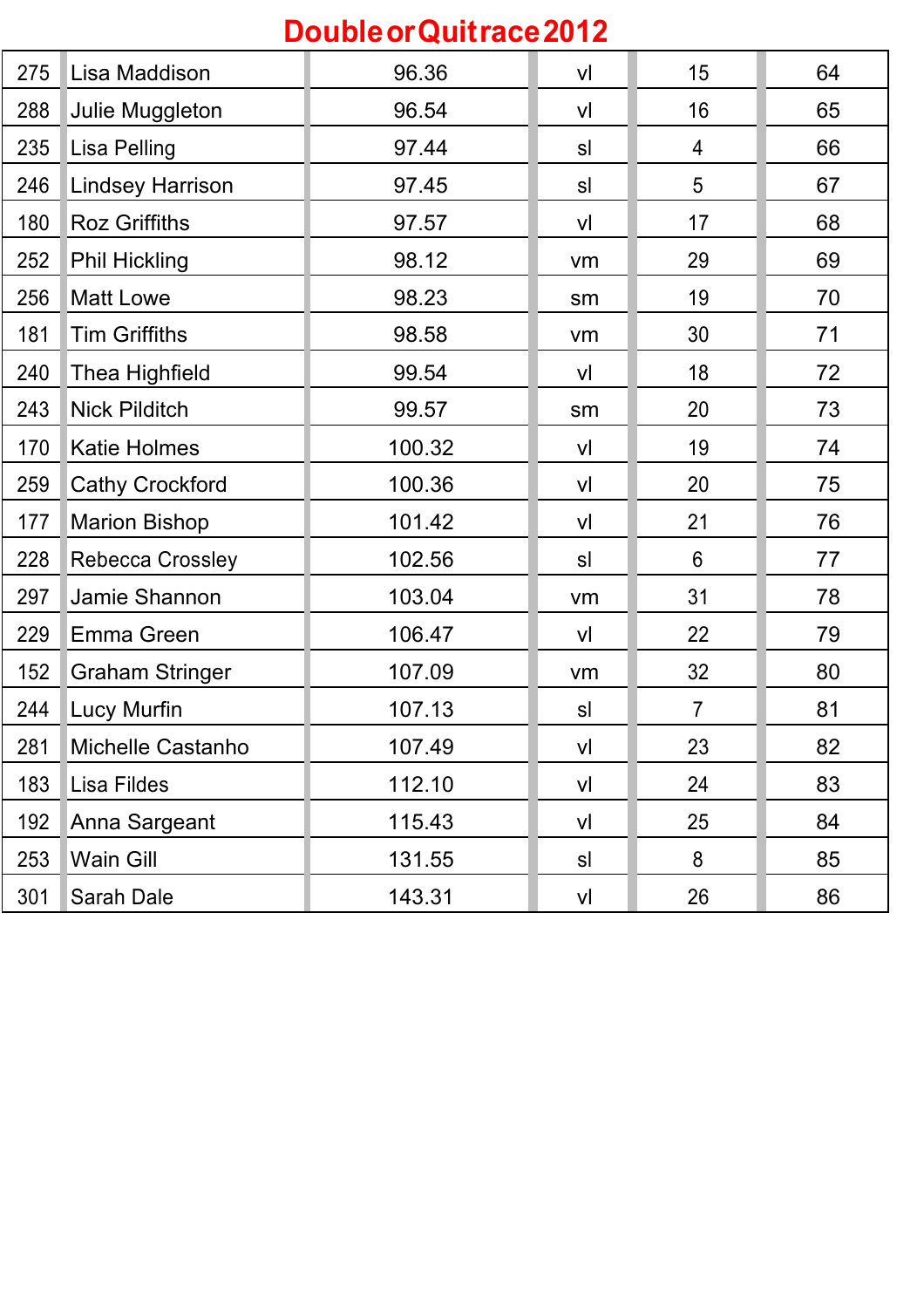# Double or Quit race 2012

| | | | | | |
|---|---|---|---|---|---|
| 275 | Lisa Maddison | 96.36 | vl | 15 | 64 |
| 288 | Julie Muggleton | 96.54 | vl | 16 | 65 |
| 235 | Lisa Pelling | 97.44 | sl | 4 | 66 |
| 246 | Lindsey Harrison | 97.45 | sl | 5 | 67 |
| 180 | Roz Griffiths | 97.57 | vl | 17 | 68 |
| 252 | Phil Hickling | 98.12 | vm | 29 | 69 |
| 256 | Matt Lowe | 98.23 | sm | 19 | 70 |
| 181 | Tim Griffiths | 98.58 | vm | 30 | 71 |
| 240 | Thea Highfield | 99.54 | vl | 18 | 72 |
| 243 | Nick Pilditch | 99.57 | sm | 20 | 73 |
| 170 | Katie Holmes | 100.32 | vl | 19 | 74 |
| 259 | Cathy Crockford | 100.36 | vl | 20 | 75 |
| 177 | Marion Bishop | 101.42 | vl | 21 | 76 |
| 228 | Rebecca Crossley | 102.56 | sl | 6 | 77 |
| 297 | Jamie Shannon | 103.04 | vm | 31 | 78 |
| 229 | Emma Green | 106.47 | vl | 22 | 79 |
| 152 | Graham Stringer | 107.09 | vm | 32 | 80 |
| 244 | Lucy Murfin | 107.13 | sl | 7 | 81 |
| 281 | Michelle Castanho | 107.49 | vl | 23 | 82 |
| 183 | Lisa Fildes | 112.10 | vl | 24 | 83 |
| 192 | Anna Sargeant | 115.43 | vl | 25 | 84 |
| 253 | Wain Gill | 131.55 | sl | 8 | 85 |
| 301 | Sarah Dale | 143.31 | vl | 26 | 86 |